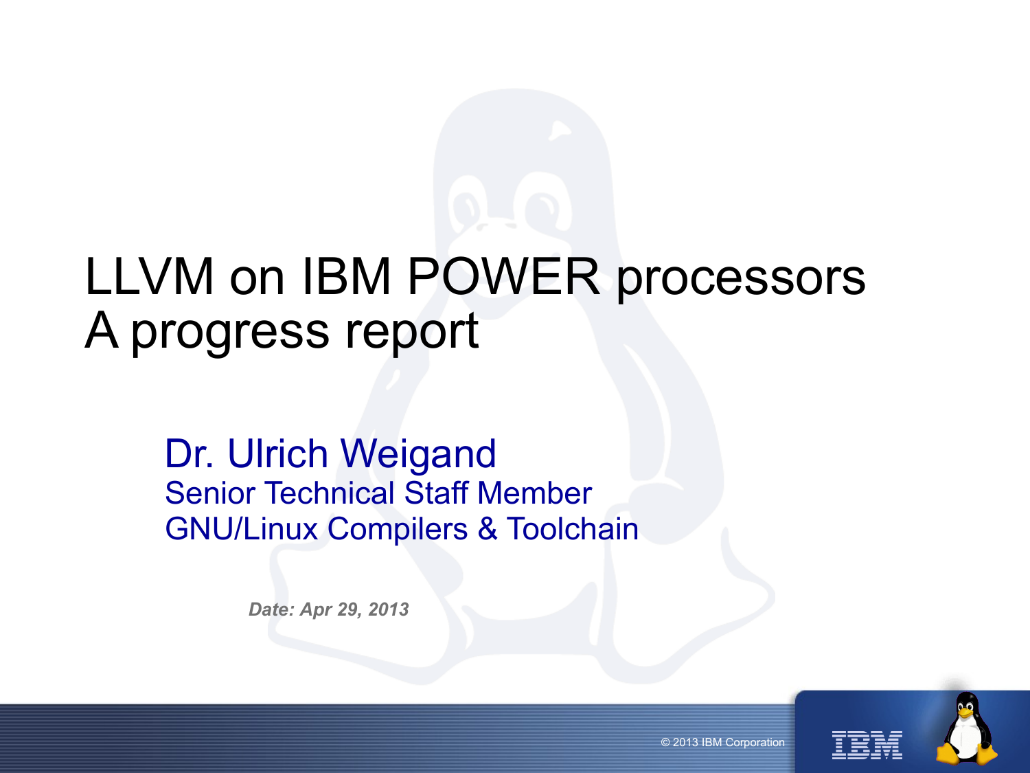# LLVM on IBM POWER processors
# A progress report

**Dr. Ulrich Weigand**
Senior Technical Staff Member
GNU/Linux Compilers & Toolchain

*Date: Apr 29, 2013*

© 2013 IBM Corporation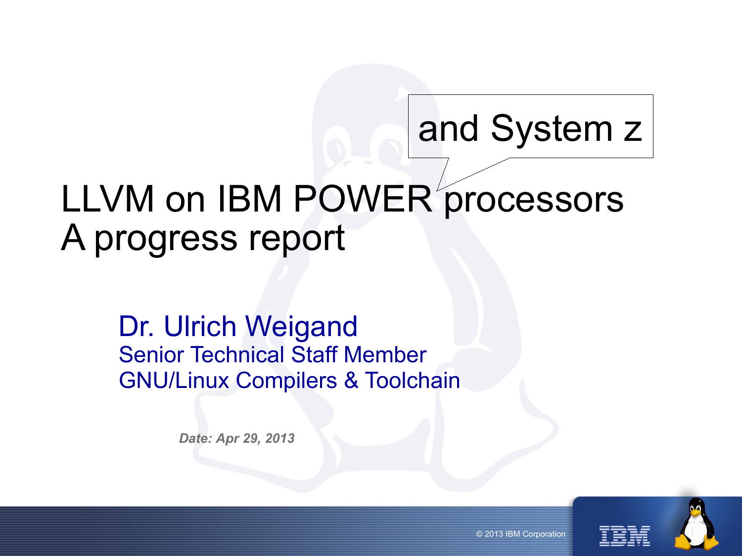# LLVM on IBM POWER processors
# A progress report

and System z

Dr. Ulrich Weigand
Senior Technical Staff Member
GNU/Linux Compilers & Toolchain

*Date: Apr 29, 2013*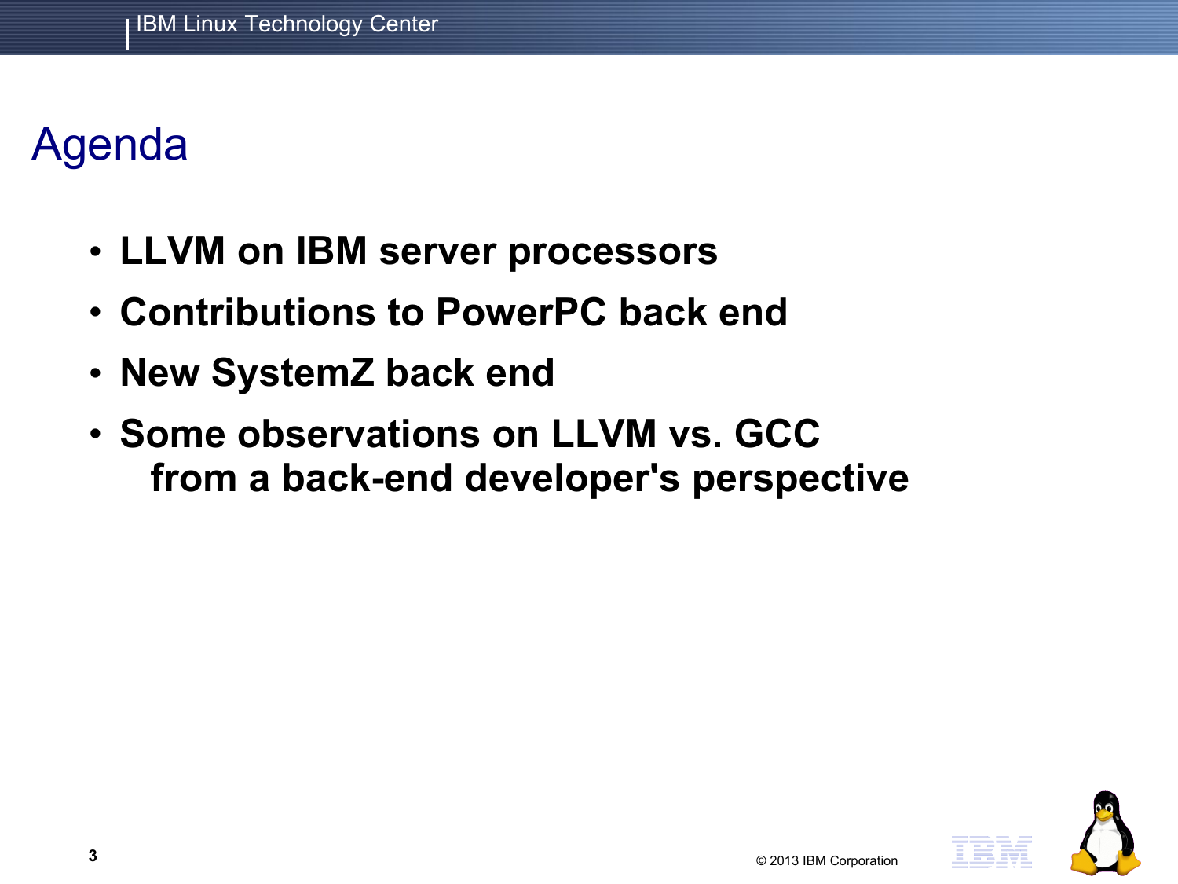# Agenda

- **LLVM on IBM server processors**
- **Contributions to PowerPC back end**
- **New SystemZ back end**
- **Some observations on LLVM vs. GCC from a back-end developer's perspective**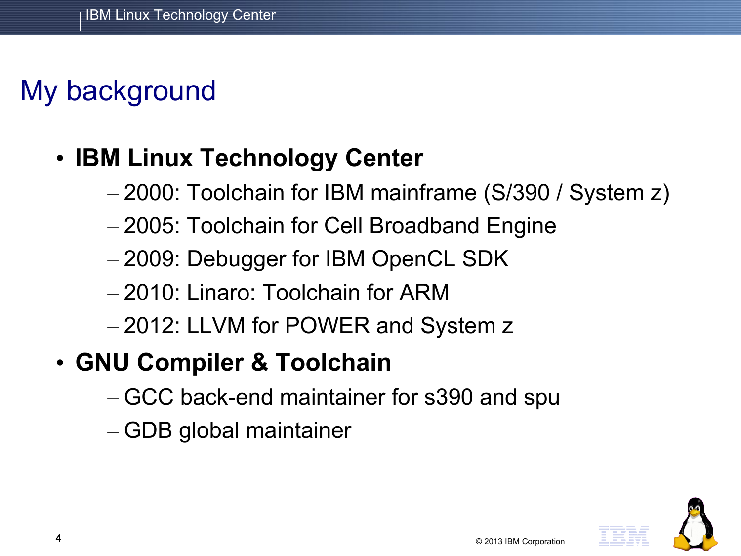# My background

- **IBM Linux Technology Center**
  - 2000: Toolchain for IBM mainframe (S/390 / System z)
  - 2005: Toolchain for Cell Broadband Engine
  - 2009: Debugger for IBM OpenCL SDK
  - 2010: Linaro: Toolchain for ARM
  - 2012: LLVM for POWER and System z
- **GNU Compiler & Toolchain**
  - GCC back-end maintainer for s390 and spu
  - GDB global maintainer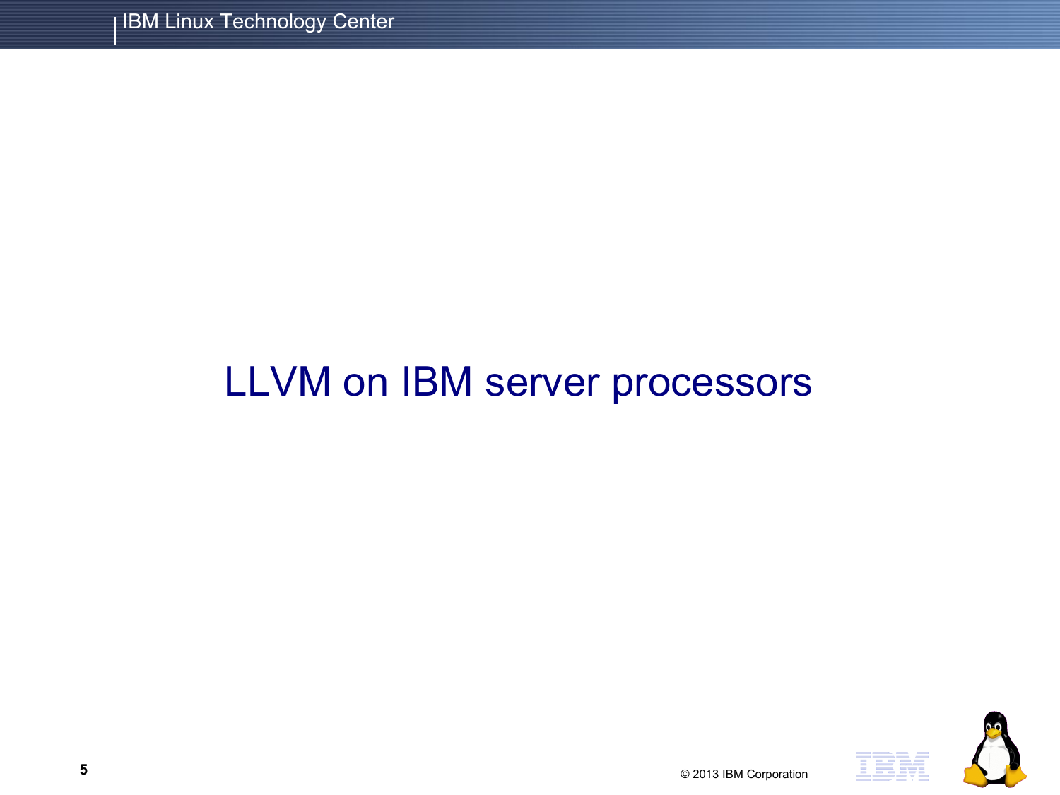# LLVM on IBM server processors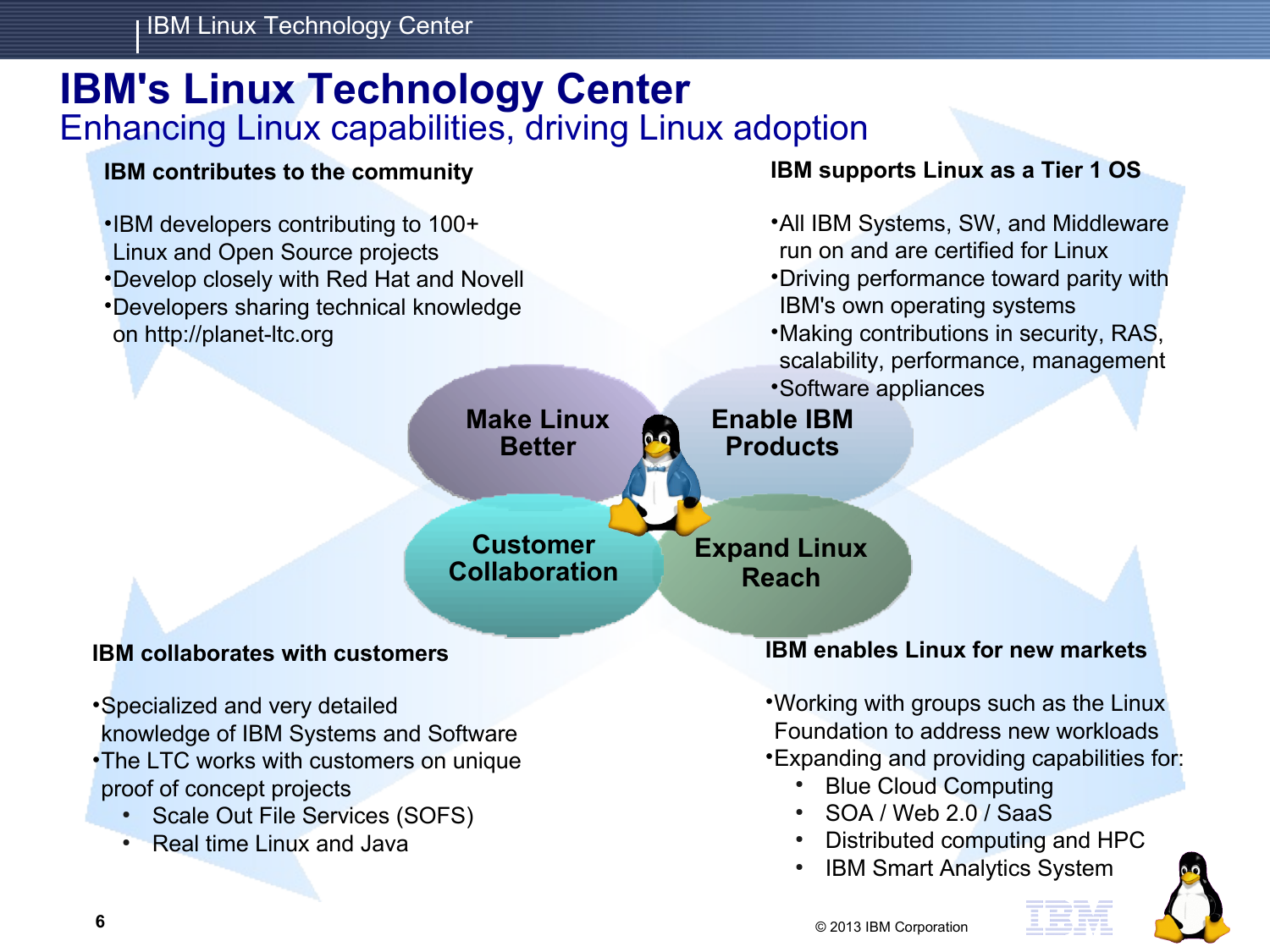# IBM's Linux Technology Center

## Enhancing Linux capabilities, driving Linux adoption

### IBM contributes to the community

- IBM developers contributing to 100+ Linux and Open Source projects
- Develop closely with Red Hat and Novell
- Developers sharing technical knowledge on http://planet-ltc.org

### IBM supports Linux as a Tier 1 OS

- All IBM Systems, SW, and Middleware run on and are certified for Linux
- Driving performance toward parity with IBM's own operating systems
- Making contributions in security, RAS, scalability, performance, management
- Software appliances

**Make Linux Better**

**Enable IBM Products**

**Customer Collaboration**

**Expand Linux Reach**

### IBM collaborates with customers

- Specialized and very detailed knowledge of IBM Systems and Software
- The LTC works with customers on unique proof of concept projects
  - Scale Out File Services (SOFS)
  - Real time Linux and Java

### IBM enables Linux for new markets

- Working with groups such as the Linux Foundation to address new workloads
- Expanding and providing capabilities for:
  - Blue Cloud Computing
  - SOA / Web 2.0 / SaaS
  - Distributed computing and HPC
  - IBM Smart Analytics System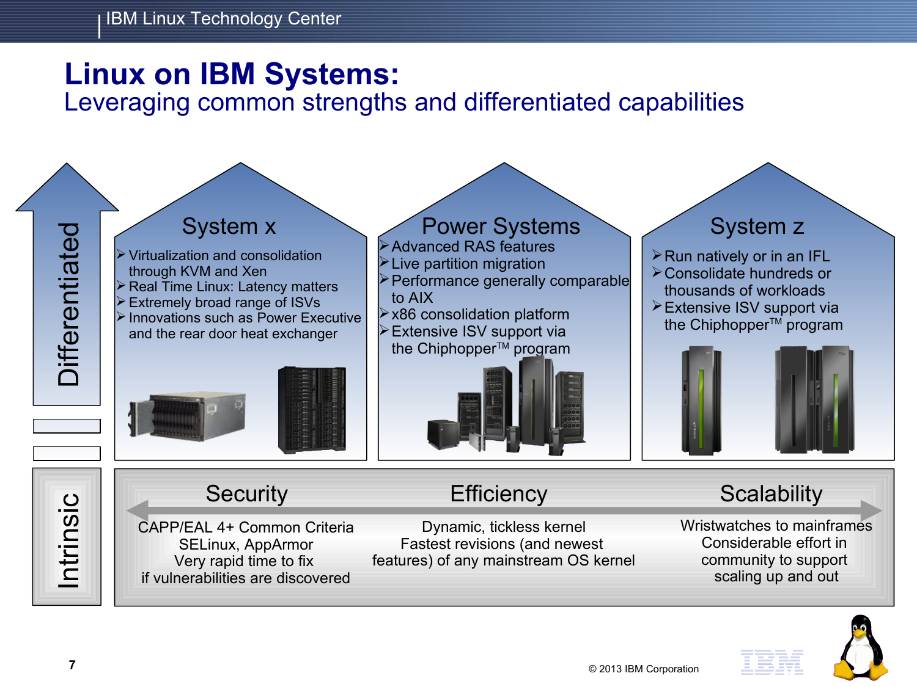# Linux on IBM Systems:
## Leveraging common strengths and differentiated capabilities

**Differentiated**

### System x
- Virtualization and consolidation through KVM and Xen
- Real Time Linux: Latency matters
- Extremely broad range of ISVs
- Innovations such as Power Executive and the rear door heat exchanger

### Power Systems
- Advanced RAS features
- Live partition migration
- Performance generally comparable to AIX
- x86 consolidation platform
- Extensive ISV support via the Chiphopper™ program

### System z
- Run natively or in an IFL
- Consolidate hundreds or thousands of workloads
- Extensive ISV support via the Chiphopper™ program

**Intrinsic**

### Security
CAPP/EAL 4+ Common Criteria
SELinux, AppArmor
Very rapid time to fix if vulnerabilities are discovered

### Efficiency
Dynamic, tickless kernel
Fastest revisions (and newest features) of any mainstream OS kernel

### Scalability
Wristwatches to mainframes
Considerable effort in community to support scaling up and out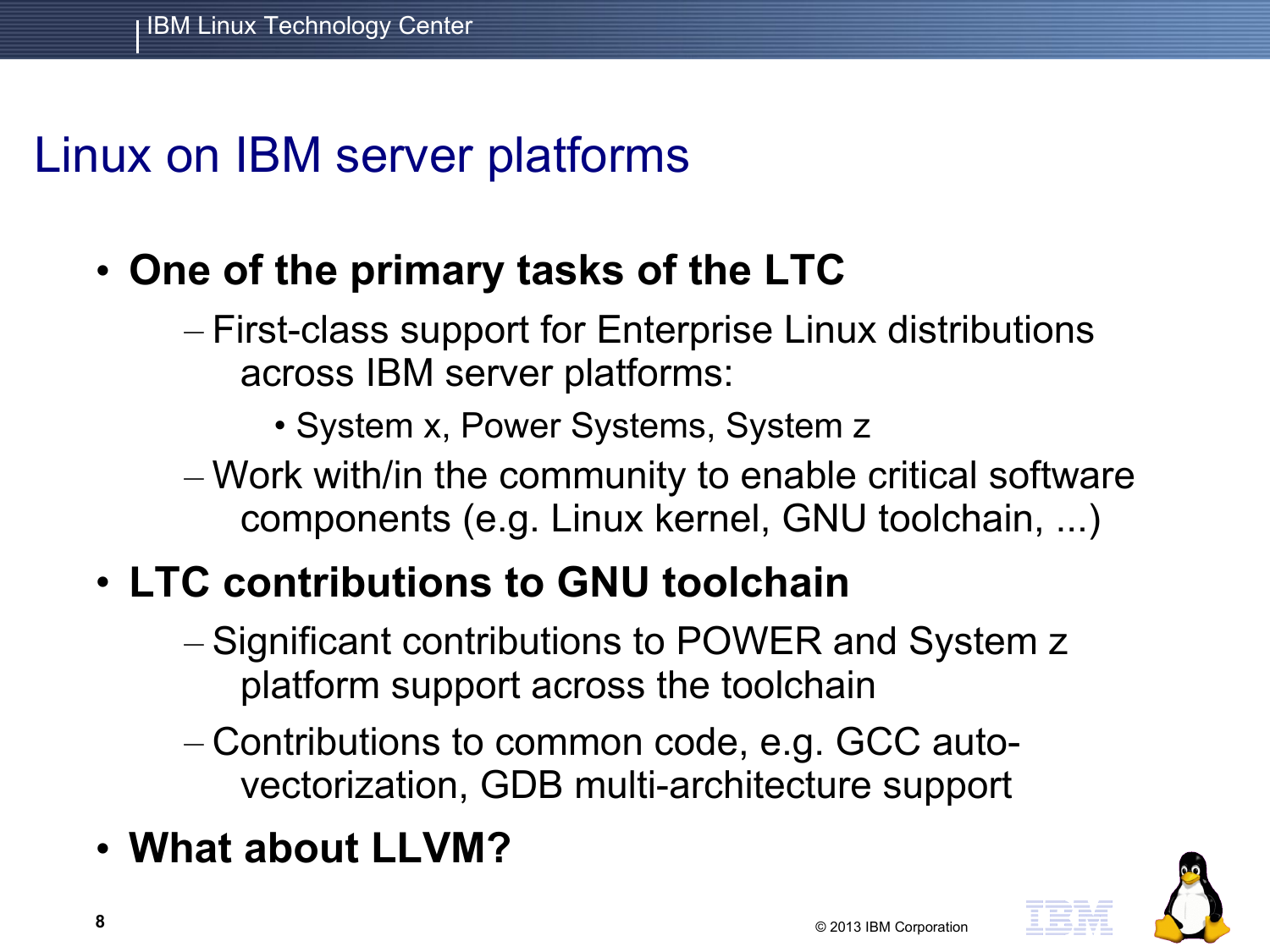# Linux on IBM server platforms

- **One of the primary tasks of the LTC**
  - First-class support for Enterprise Linux distributions across IBM server platforms:
    - System x, Power Systems, System z
  - Work with/in the community to enable critical software components (e.g. Linux kernel, GNU toolchain, ...)
- **LTC contributions to GNU toolchain**
  - Significant contributions to POWER and System z platform support across the toolchain
  - Contributions to common code, e.g. GCC auto-vectorization, GDB multi-architecture support
- **What about LLVM?**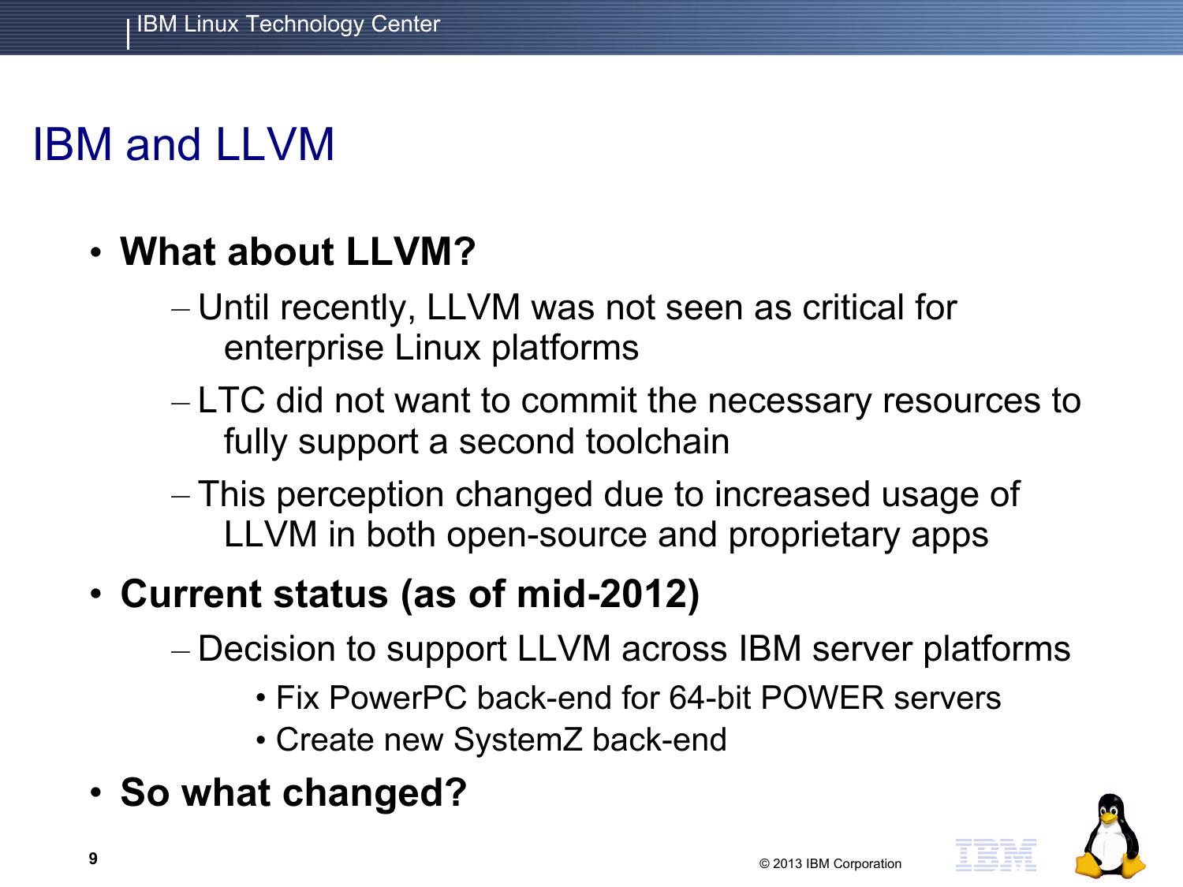# IBM and LLVM

- **What about LLVM?**
  - Until recently, LLVM was not seen as critical for enterprise Linux platforms
  - LTC did not want to commit the necessary resources to fully support a second toolchain
  - This perception changed due to increased usage of LLVM in both open-source and proprietary apps
- **Current status (as of mid-2012)**
  - Decision to support LLVM across IBM server platforms
    - Fix PowerPC back-end for 64-bit POWER servers
    - Create new SystemZ back-end
- **So what changed?**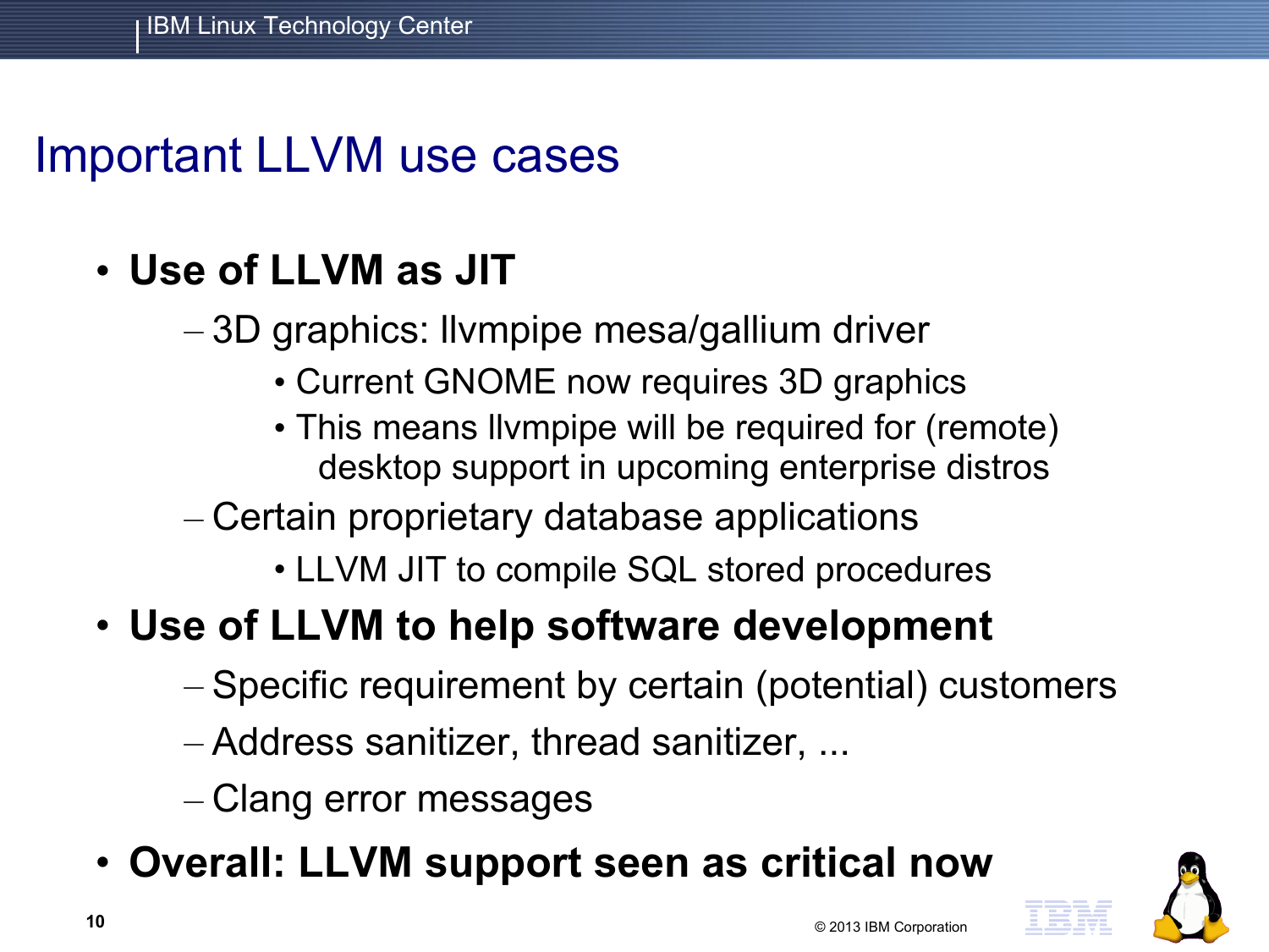# Important LLVM use cases

- **Use of LLVM as JIT**
  - 3D graphics: llvmpipe mesa/gallium driver
    - Current GNOME now requires 3D graphics
    - This means llvmpipe will be required for (remote) desktop support in upcoming enterprise distros
  - Certain proprietary database applications
    - LLVM JIT to compile SQL stored procedures
- **Use of LLVM to help software development**
  - Specific requirement by certain (potential) customers
  - Address sanitizer, thread sanitizer, ...
  - Clang error messages
- **Overall: LLVM support seen as critical now**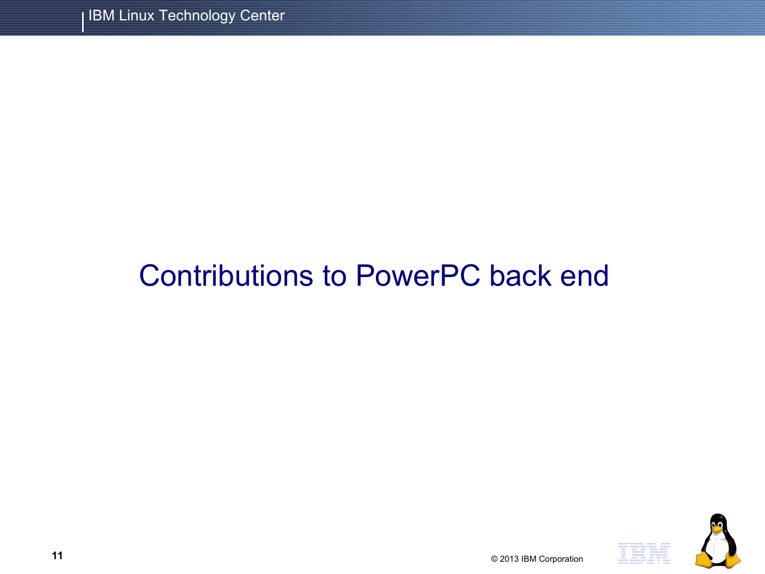# Contributions to PowerPC back end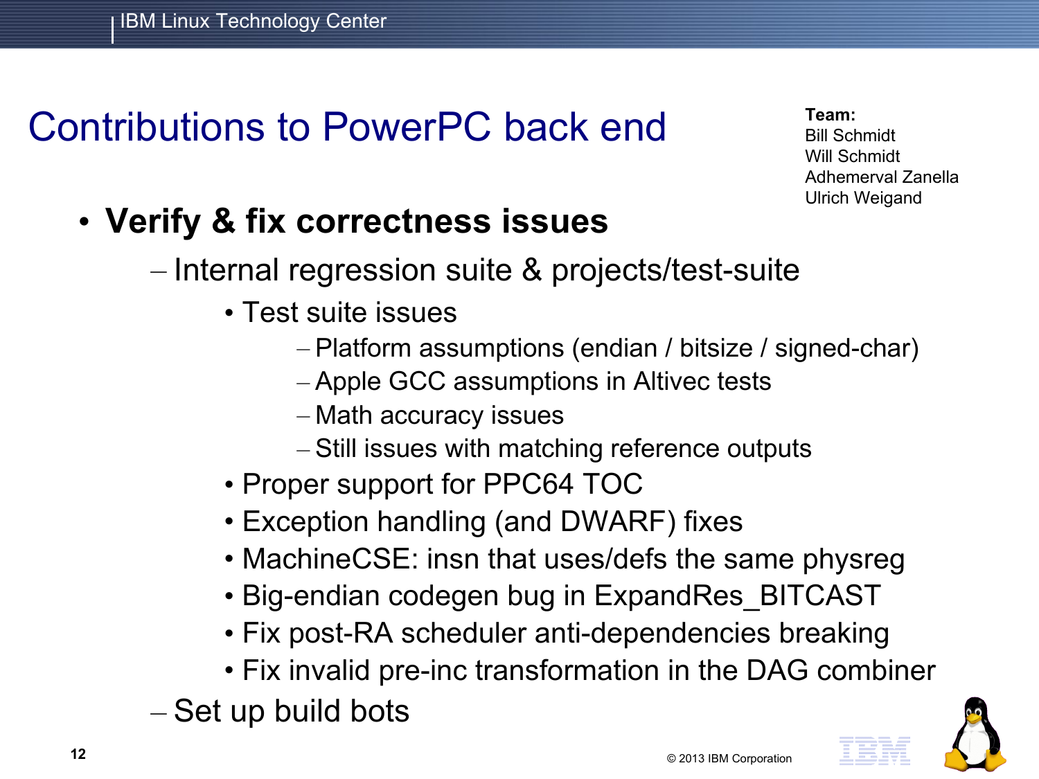# Contributions to PowerPC back end

**Team:**
Bill Schmidt
Will Schmidt
Adhemerval Zanella
Ulrich Weigand

- **Verify & fix correctness issues**
  - Internal regression suite & projects/test-suite
    - Test suite issues
      - Platform assumptions (endian / bitsize / signed-char)
      - Apple GCC assumptions in Altivec tests
      - Math accuracy issues
      - Still issues with matching reference outputs
    - Proper support for PPC64 TOC
    - Exception handling (and DWARF) fixes
    - MachineCSE: insn that uses/defs the same physreg
    - Big-endian codegen bug in ExpandRes_BITCAST
    - Fix post-RA scheduler anti-dependencies breaking
    - Fix invalid pre-inc transformation in the DAG combiner
  - Set up build bots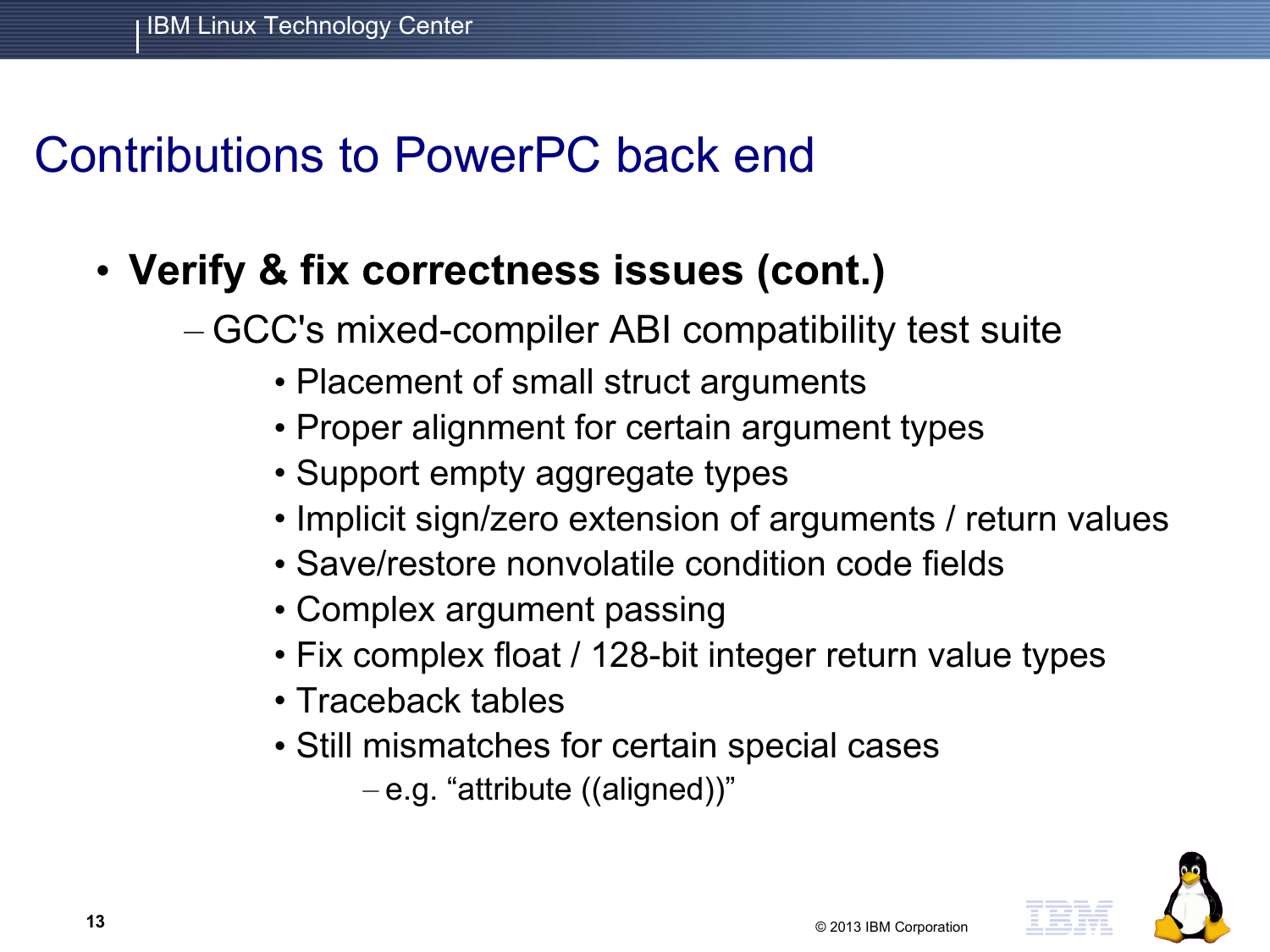# Contributions to PowerPC back end

- **Verify & fix correctness issues (cont.)**
  - GCC's mixed-compiler ABI compatibility test suite
    - Placement of small struct arguments
    - Proper alignment for certain argument types
    - Support empty aggregate types
    - Implicit sign/zero extension of arguments / return values
    - Save/restore nonvolatile condition code fields
    - Complex argument passing
    - Fix complex float / 128-bit integer return value types
    - Traceback tables
    - Still mismatches for certain special cases
      - e.g. “attribute ((aligned))”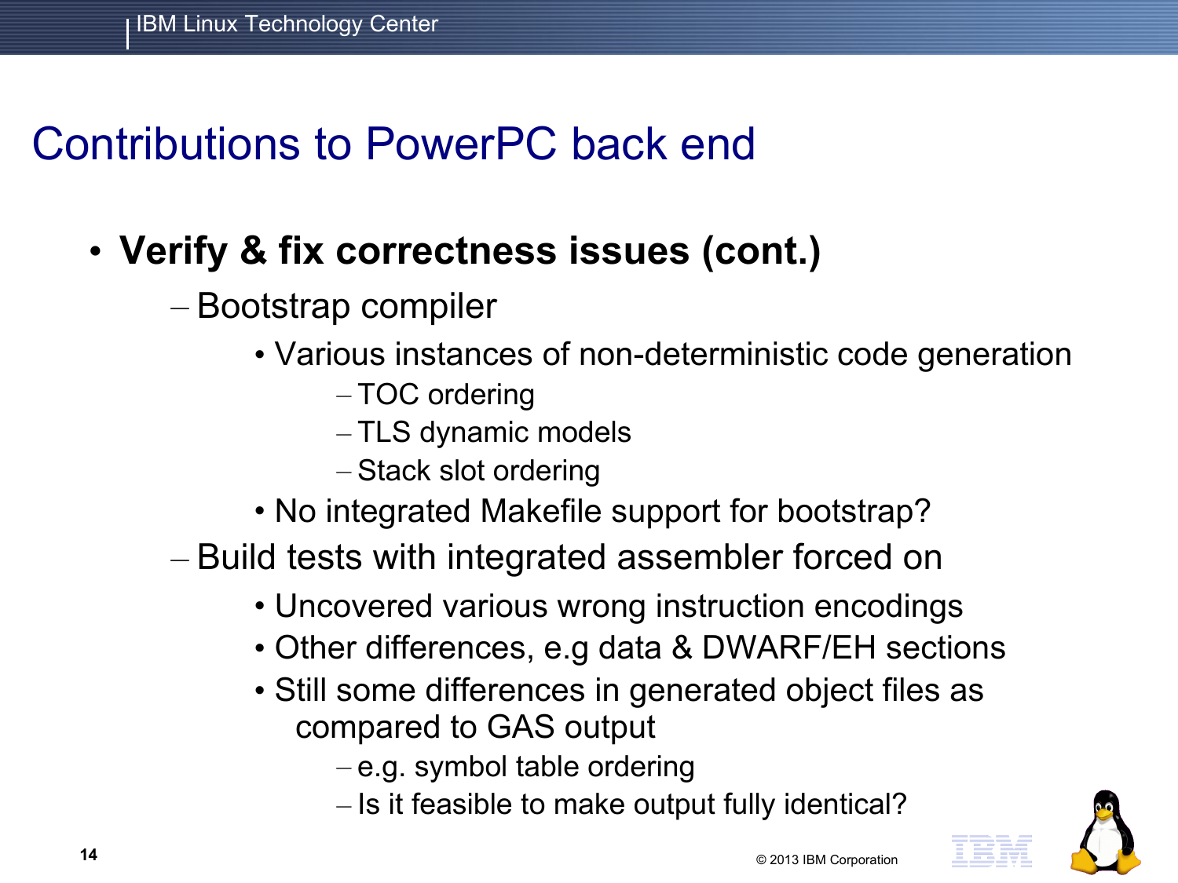# Contributions to PowerPC back end

- **Verify & fix correctness issues (cont.)**
  - Bootstrap compiler
    - Various instances of non-deterministic code generation
      - TOC ordering
      - TLS dynamic models
      - Stack slot ordering
    - No integrated Makefile support for bootstrap?
  - Build tests with integrated assembler forced on
    - Uncovered various wrong instruction encodings
    - Other differences, e.g data & DWARF/EH sections
    - Still some differences in generated object files as compared to GAS output
      - e.g. symbol table ordering
      - Is it feasible to make output fully identical?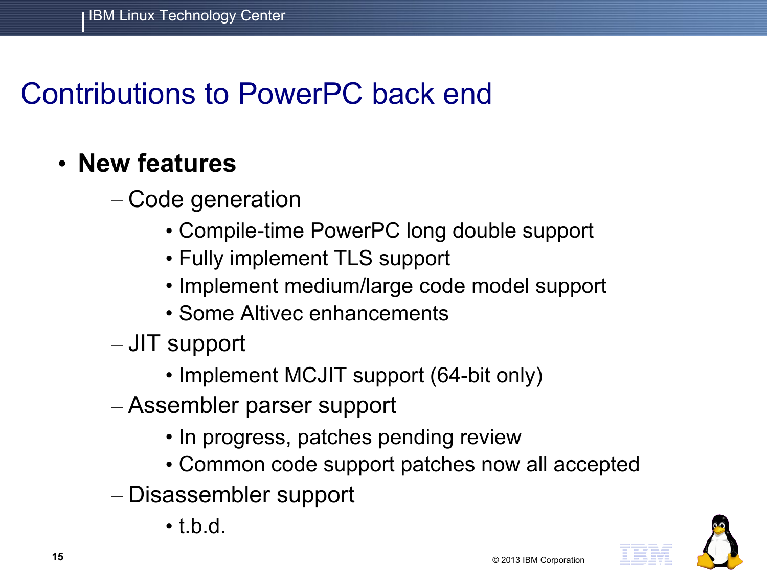# Contributions to PowerPC back end

- **New features**
  - Code generation
    - Compile-time PowerPC long double support
    - Fully implement TLS support
    - Implement medium/large code model support
    - Some Altivec enhancements
  - JIT support
    - Implement MCJIT support (64-bit only)
  - Assembler parser support
    - In progress, patches pending review
    - Common code support patches now all accepted
  - Disassembler support
    - t.b.d.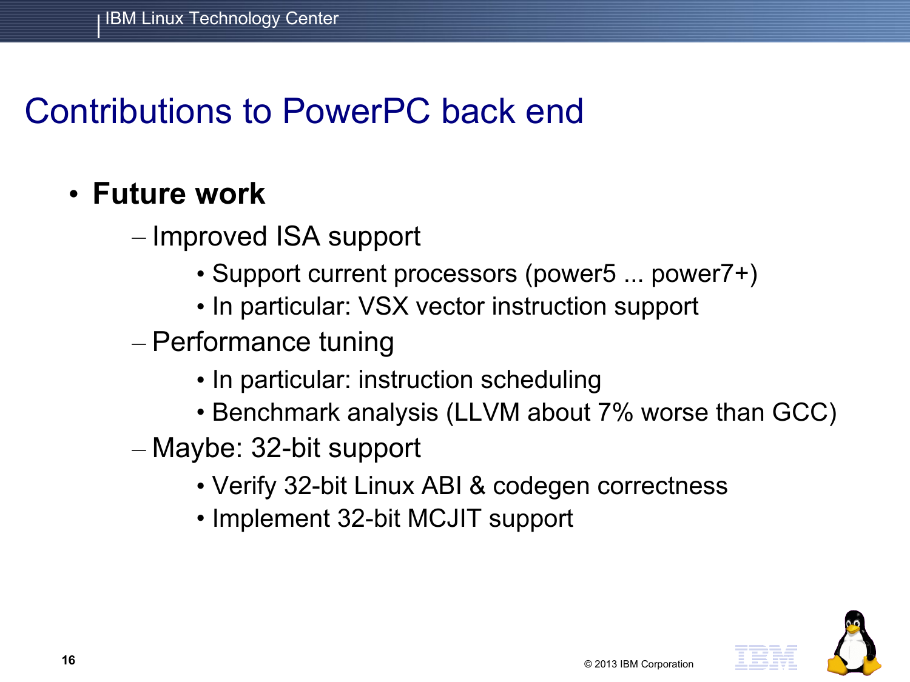# Contributions to PowerPC back end

- **Future work**
  - Improved ISA support
    - Support current processors (power5 ... power7+)
    - In particular: VSX vector instruction support
  - Performance tuning
    - In particular: instruction scheduling
    - Benchmark analysis (LLVM about 7% worse than GCC)
  - Maybe: 32-bit support
    - Verify 32-bit Linux ABI & codegen correctness
    - Implement 32-bit MCJIT support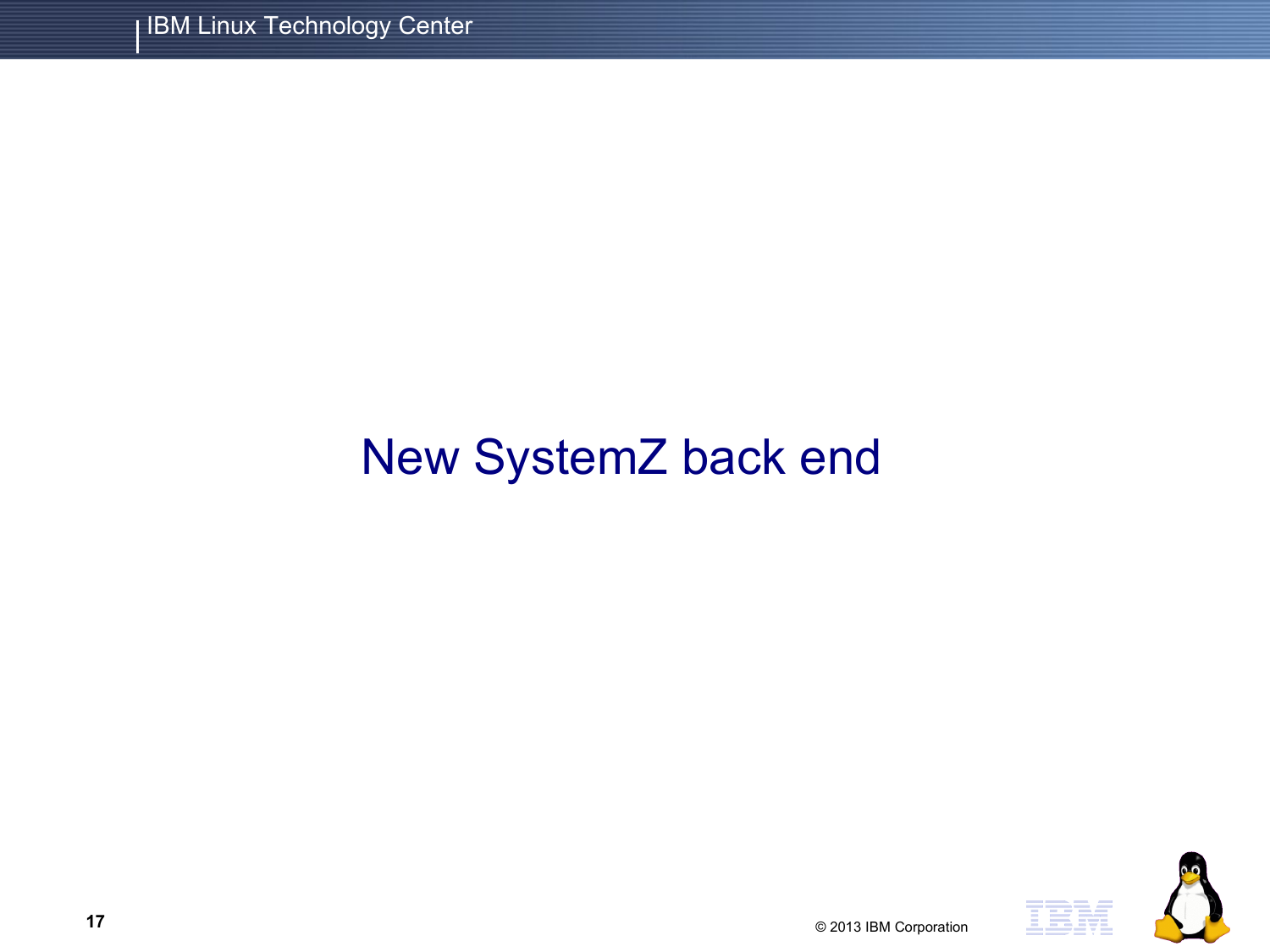# New SystemZ back end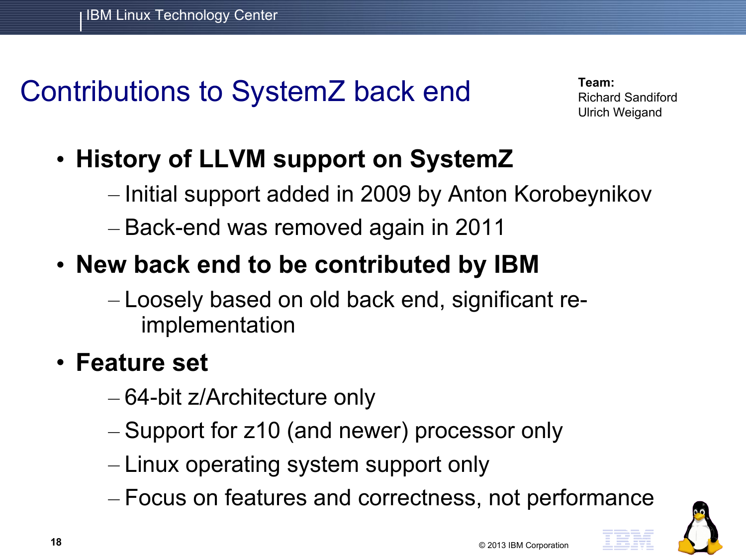# Contributions to SystemZ back end

**Team:**
Richard Sandiford
Ulrich Weigand

- **History of LLVM support on SystemZ**
  - Initial support added in 2009 by Anton Korobeynikov
  - Back-end was removed again in 2011
- **New back end to be contributed by IBM**
  - Loosely based on old back end, significant re-implementation
- **Feature set**
  - 64-bit z/Architecture only
  - Support for z10 (and newer) processor only
  - Linux operating system support only
  - Focus on features and correctness, not performance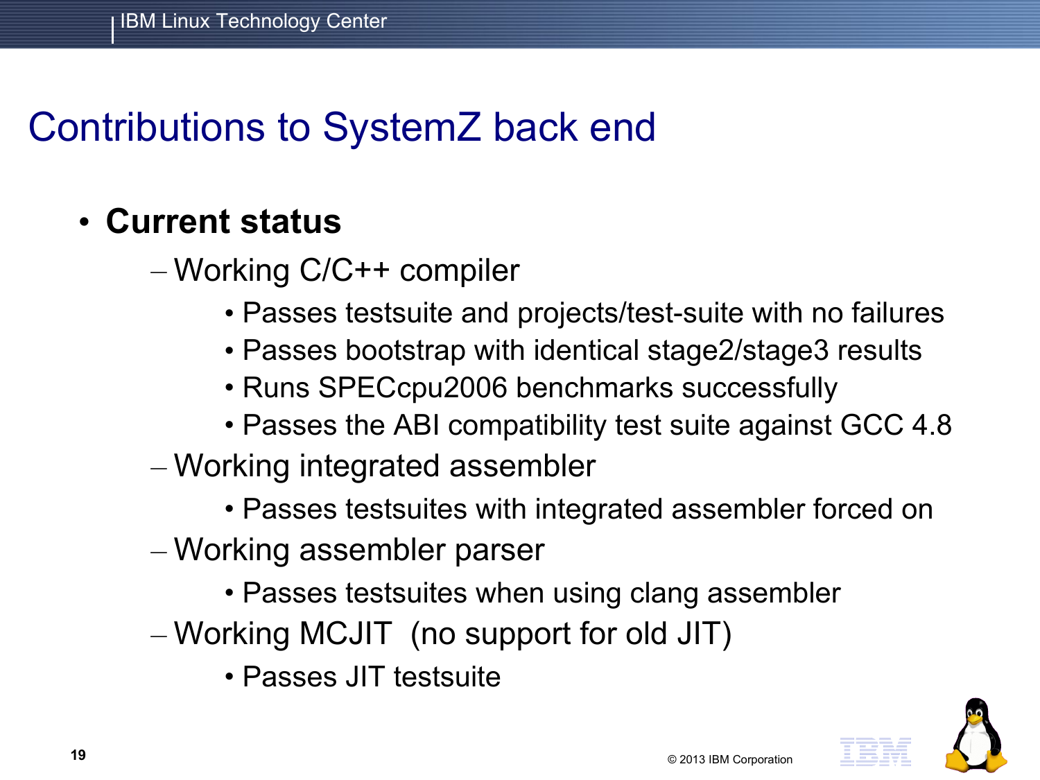# Contributions to SystemZ back end

- **Current status**
  - Working C/C++ compiler
    - Passes testsuite and projects/test-suite with no failures
    - Passes bootstrap with identical stage2/stage3 results
    - Runs SPECcpu2006 benchmarks successfully
    - Passes the ABI compatibility test suite against GCC 4.8
  - Working integrated assembler
    - Passes testsuites with integrated assembler forced on
  - Working assembler parser
    - Passes testsuites when using clang assembler
  - Working MCJIT (no support for old JIT)
    - Passes JIT testsuite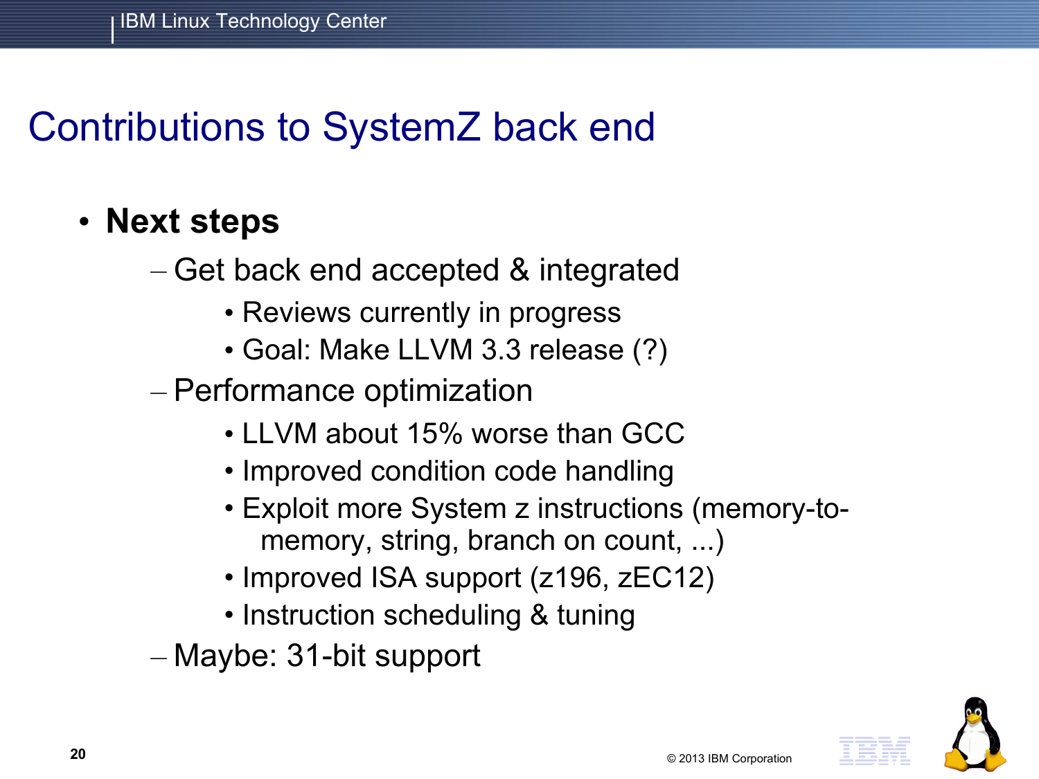# Contributions to SystemZ back end

- **Next steps**
  - Get back end accepted & integrated
    - Reviews currently in progress
    - Goal: Make LLVM 3.3 release (?)
  - Performance optimization
    - LLVM about 15% worse than GCC
    - Improved condition code handling
    - Exploit more System z instructions (memory-to-memory, string, branch on count, ...)
    - Improved ISA support (z196, zEC12)
    - Instruction scheduling & tuning
  - Maybe: 31-bit support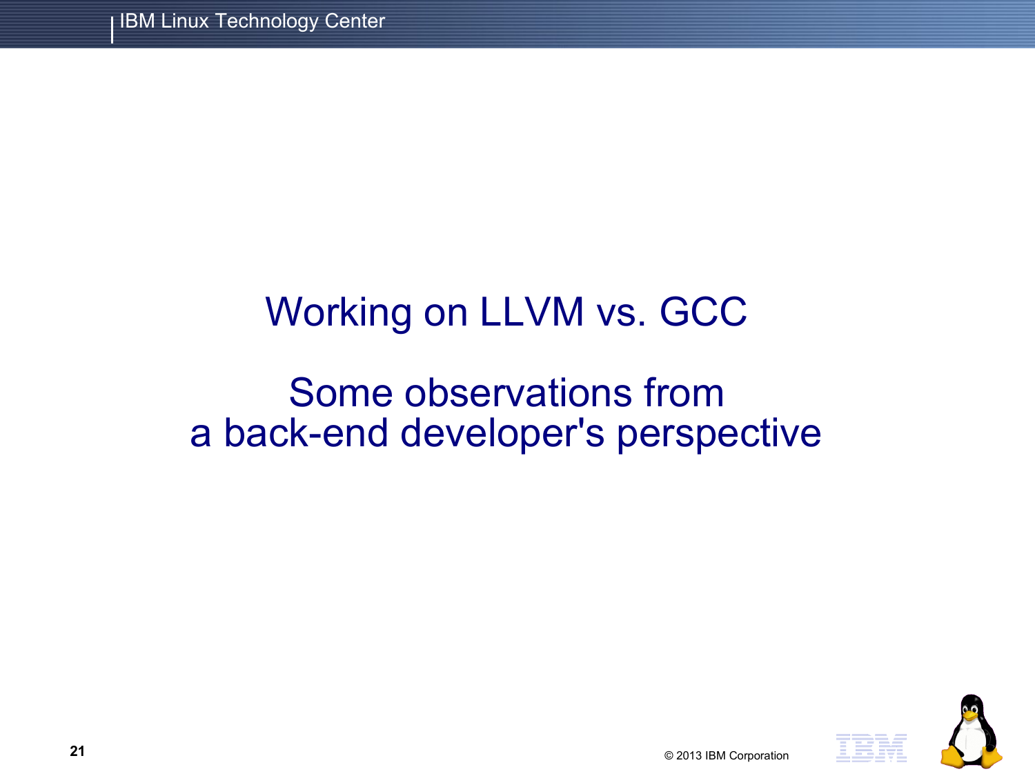# Working on LLVM vs. GCC

## Some observations from a back-end developer's perspective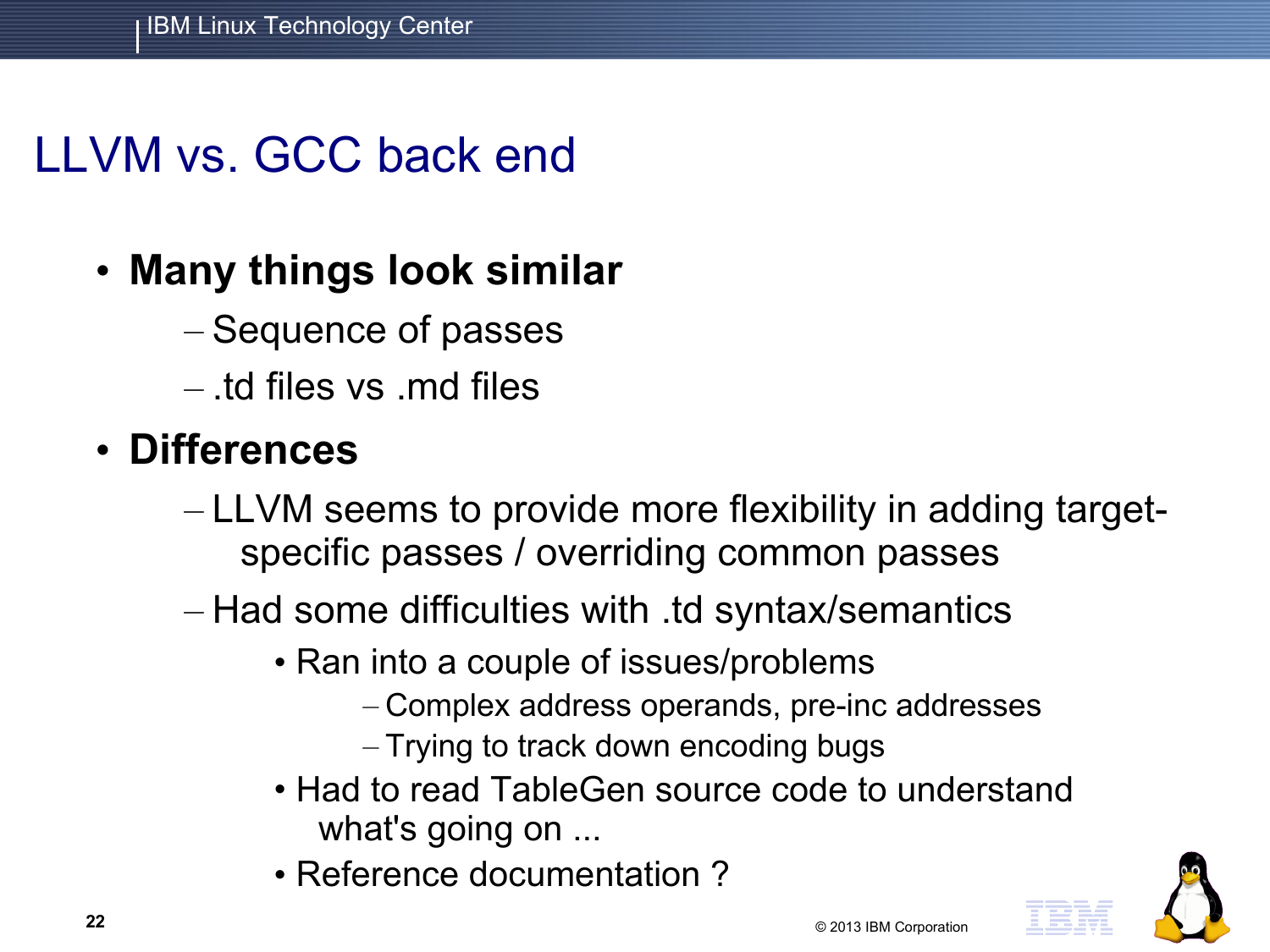# LLVM vs. GCC back end

- **Many things look similar**
  - Sequence of passes
  - .td files vs .md files
- **Differences**
  - LLVM seems to provide more flexibility in adding target-specific passes / overriding common passes
  - Had some difficulties with .td syntax/semantics
    - Ran into a couple of issues/problems
      - Complex address operands, pre-inc addresses
      - Trying to track down encoding bugs
    - Had to read TableGen source code to understand what's going on ...
    - Reference documentation ?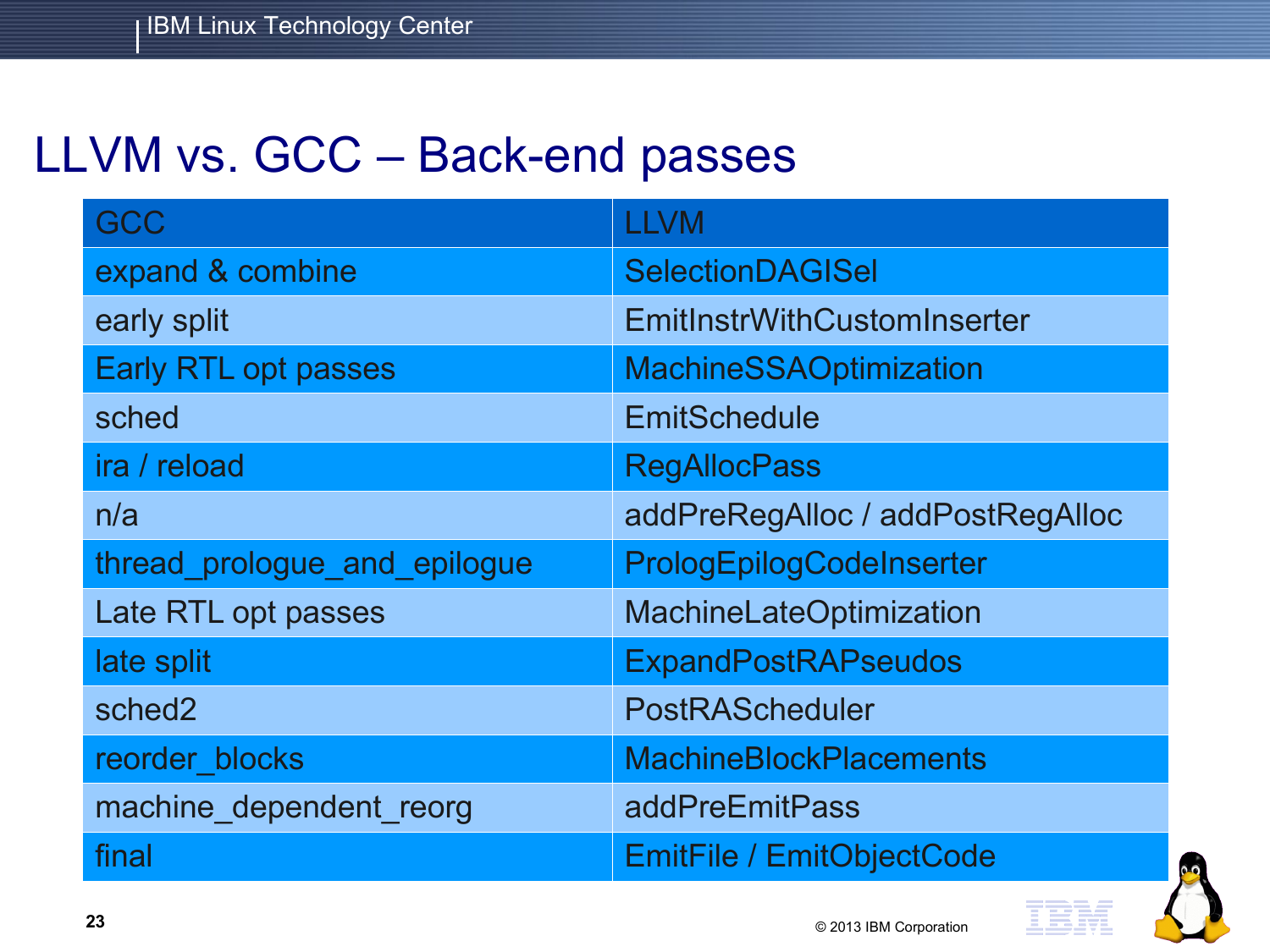# LLVM vs. GCC – Back-end passes

| GCC | LLVM |
|---|---|
| expand & combine | SelectionDAGISel |
| early split | EmitInstrWithCustomInserter |
| Early RTL opt passes | MachineSSAOptimization |
| sched | EmitSchedule |
| ira / reload | RegAllocPass |
| n/a | addPreRegAlloc / addPostRegAlloc |
| thread_prologue_and_epilogue | PrologEpilogCodeInserter |
| Late RTL opt passes | MachineLateOptimization |
| late split | ExpandPostRAPseudos |
| sched2 | PostRAScheduler |
| reorder_blocks | MachineBlockPlacements |
| machine_dependent_reorg | addPreEmitPass |
| final | EmitFile / EmitObjectCode |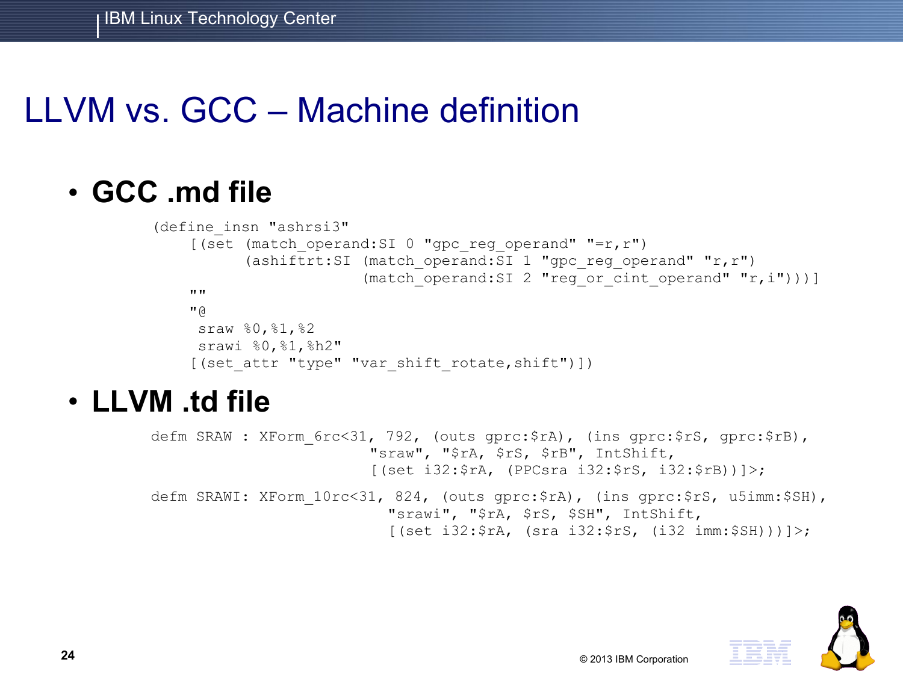# LLVM vs. GCC – Machine definition

- **GCC .md file**

```
(define_insn "ashrsi3"
    [(set (match_operand:SI 0 "gpc_reg_operand" "=r,r")
          (ashiftrt:SI (match_operand:SI 1 "gpc_reg_operand" "r,r")
                       (match_operand:SI 2 "reg_or_cint_operand" "r,i")))]
    ""
    "@
     sraw %0,%1,%2
     srawi %0,%1,%h2"
    [(set_attr "type" "var_shift_rotate,shift")])
```

- **LLVM .td file**

```
defm SRAW : XForm_6rc<31, 792, (outs gprc:$rA), (ins gprc:$rS, gprc:$rB),
                        "sraw", "$rA, $rS, $rB", IntShift,
                        [(set i32:$rA, (PPCsra i32:$rS, i32:$rB))]>;

defm SRAWI: XForm_10rc<31, 824, (outs gprc:$rA), (ins gprc:$rS, u5imm:$SH),
                         "srawi", "$rA, $rS, $SH", IntShift,
                         [(set i32:$rA, (sra i32:$rS, (i32 imm:$SH)))]>;
```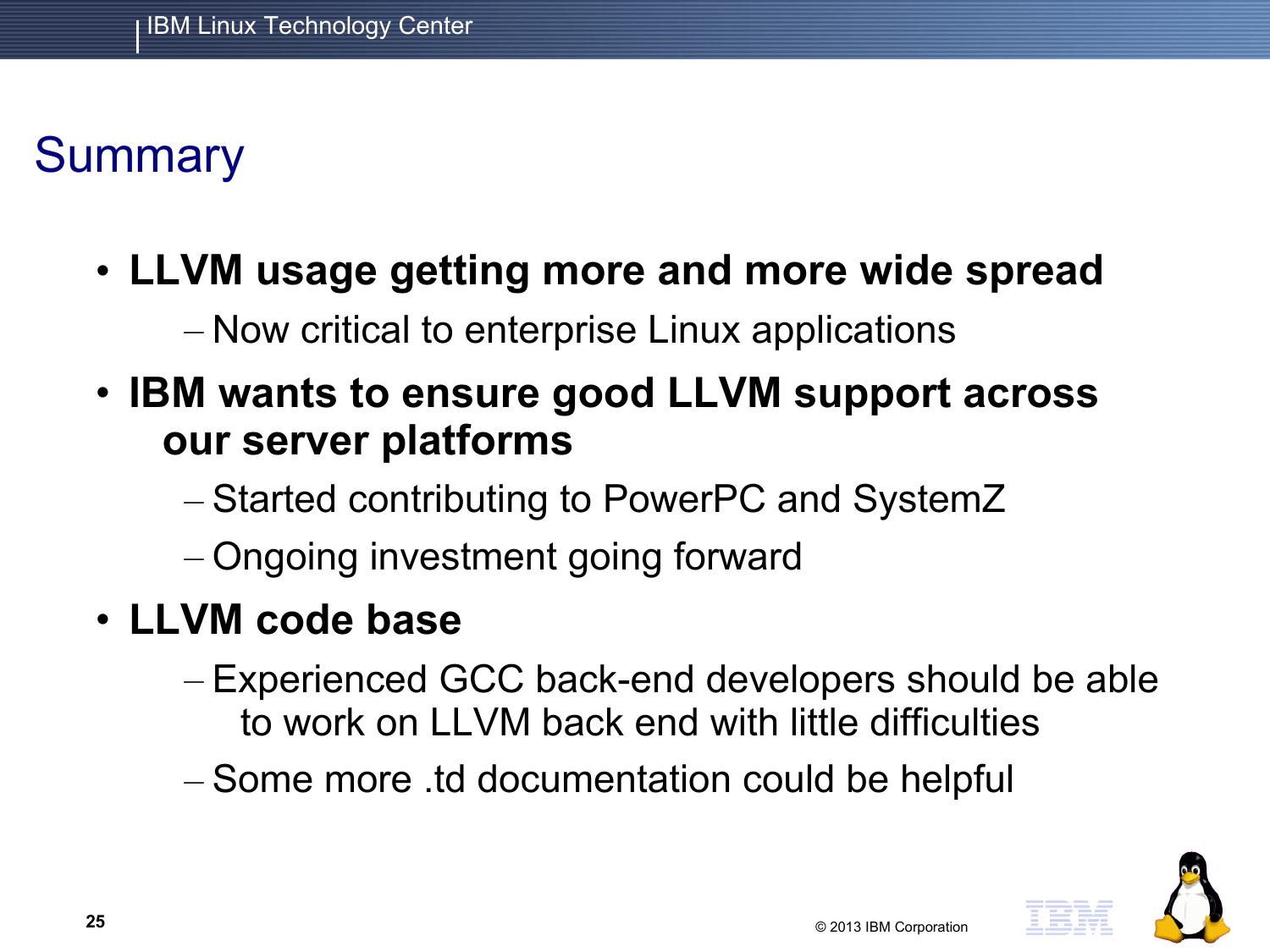# Summary

- **LLVM usage getting more and more wide spread**
  - Now critical to enterprise Linux applications
- **IBM wants to ensure good LLVM support across our server platforms**
  - Started contributing to PowerPC and SystemZ
  - Ongoing investment going forward
- **LLVM code base**
  - Experienced GCC back-end developers should be able to work on LLVM back end with little difficulties
  - Some more .td documentation could be helpful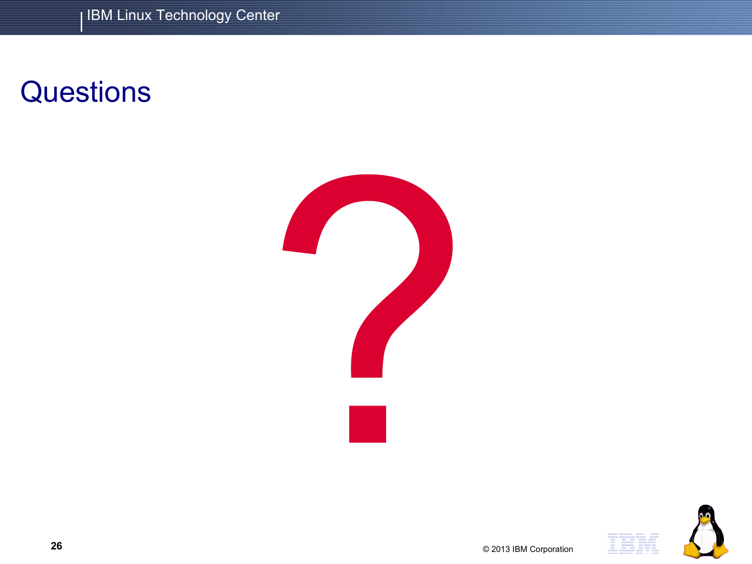# Questions

?